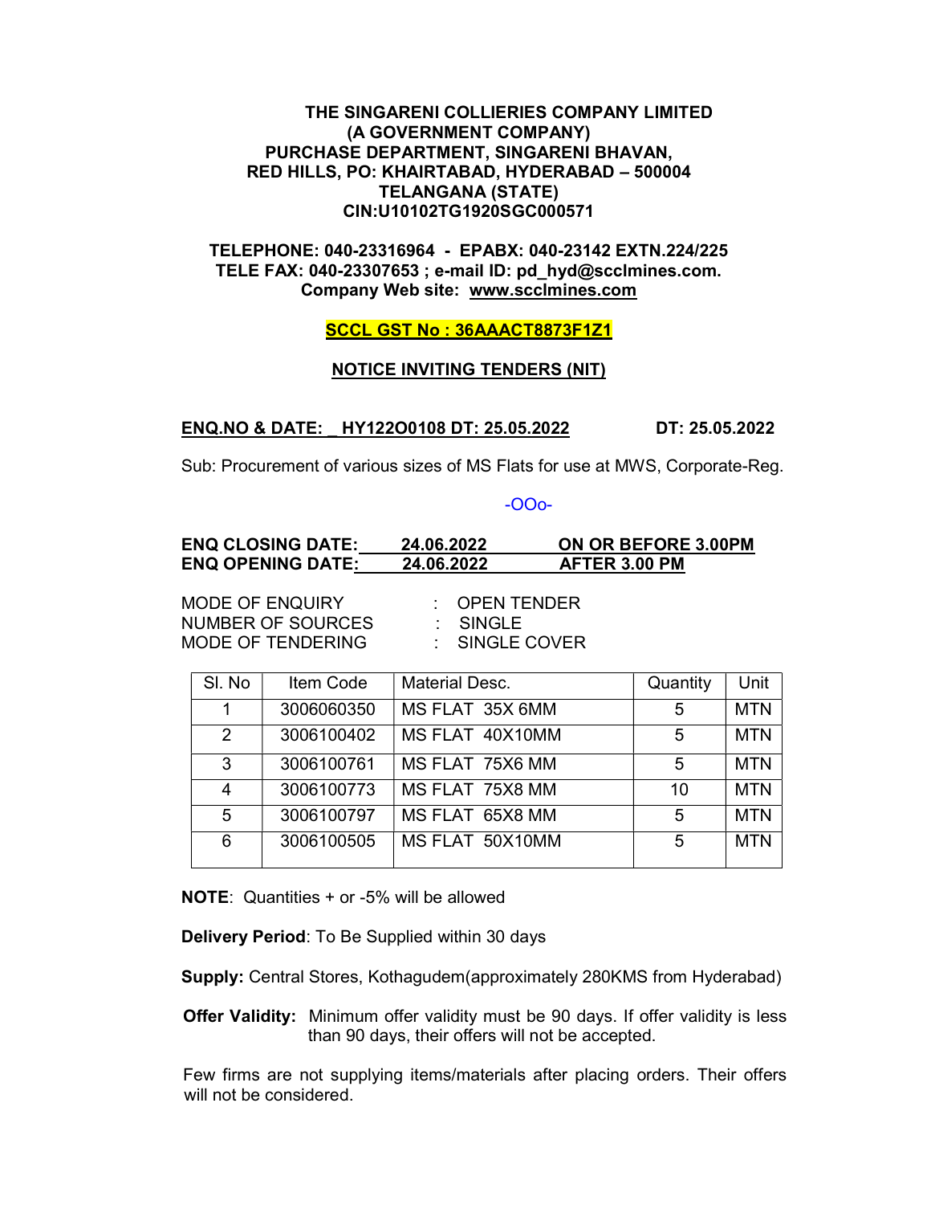**THE SINGARENI COLLIERIES COMPANY LIMITED**
**(A GOVERNMENT COMPANY)**
**PURCHASE DEPARTMENT, SINGARENI BHAVAN,**
**RED HILLS, PO: KHAIRTABAD, HYDERABAD – 500004**
**TELANGANA (STATE)**
**CIN:U10102TG1920SGC000571**

**TELEPHONE: 040-23316964 - EPABX: 040-23142 EXTN.224/225**
**TELE FAX: 040-23307653 ; e-mail ID: pd_hyd@scclmines.com.**
**Company Web site: www.scclmines.com**

**SCCL GST No : 36AAACT8873F1Z1**

## NOTICE INVITING TENDERS (NIT)

**ENQ.NO & DATE: _ HY122O0108 DT: 25.05.2022** **DT: 25.05.2022**

Sub: Procurement of various sizes of MS Flats for use at MWS, Corporate-Reg.

-OOo-

**ENQ CLOSING DATE: 24.06.2022 ON OR BEFORE 3.00PM**
**ENQ OPENING DATE: 24.06.2022 AFTER 3.00 PM**

MODE OF ENQUIRY : OPEN TENDER
NUMBER OF SOURCES : SINGLE
MODE OF TENDERING : SINGLE COVER

| Sl. No | Item Code | Material Desc. | Quantity | Unit |
|---|---|---|---|---|
| 1 | 3006060350 | MS FLAT 35X 6MM | 5 | MTN |
| 2 | 3006100402 | MS FLAT 40X10MM | 5 | MTN |
| 3 | 3006100761 | MS FLAT 75X6 MM | 5 | MTN |
| 4 | 3006100773 | MS FLAT 75X8 MM | 10 | MTN |
| 5 | 3006100797 | MS FLAT 65X8 MM | 5 | MTN |
| 6 | 3006100505 | MS FLAT 50X10MM | 5 | MTN |

**NOTE**: Quantities + or -5% will be allowed

**Delivery Period**: To Be Supplied within 30 days

**Supply:** Central Stores, Kothagudem(approximately 280KMS from Hyderabad)

**Offer Validity:** Minimum offer validity must be 90 days. If offer validity is less than 90 days, their offers will not be accepted.

Few firms are not supplying items/materials after placing orders. Their offers will not be considered.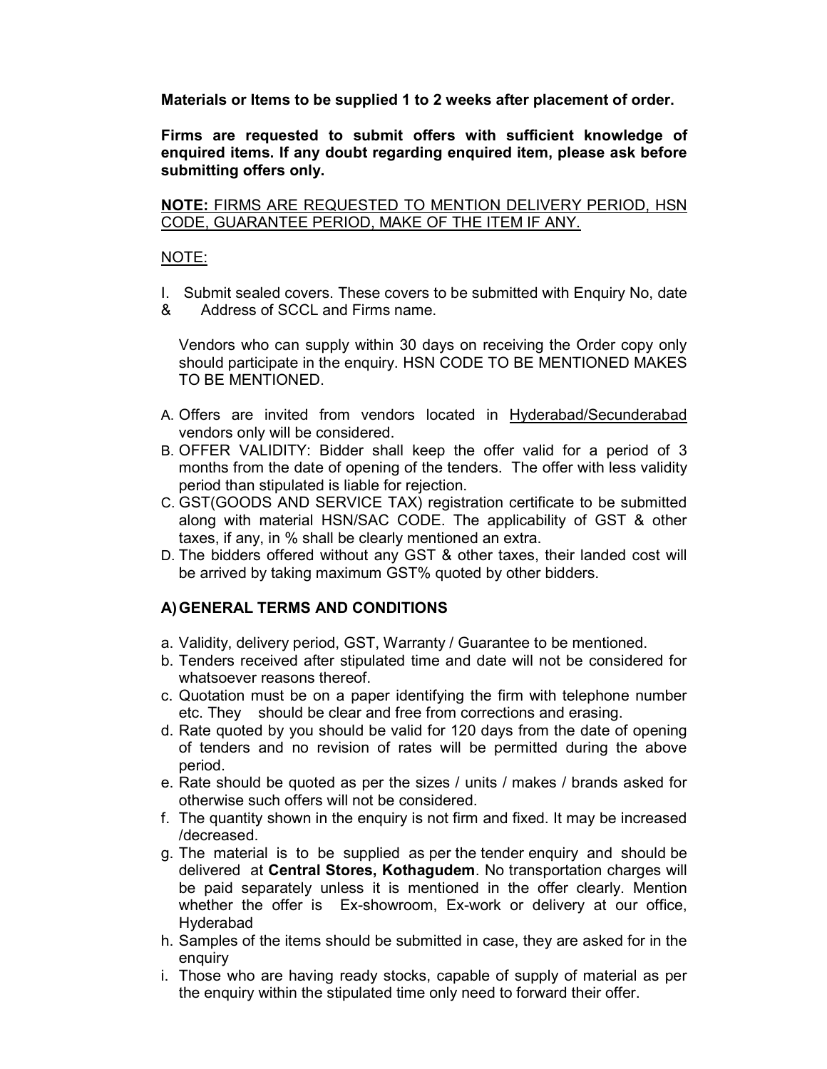**Materials or Items to be supplied 1 to 2 weeks after placement of order.**

**Firms are requested to submit offers with sufficient knowledge of enquired items. If any doubt regarding enquired item, please ask before submitting offers only.**

**NOTE:** FIRMS ARE REQUESTED TO MENTION DELIVERY PERIOD, HSN CODE, GUARANTEE PERIOD, MAKE OF THE ITEM IF ANY.

NOTE:

I. Submit sealed covers. These covers to be submitted with Enquiry No, date & Address of SCCL and Firms name.

Vendors who can supply within 30 days on receiving the Order copy only should participate in the enquiry. HSN CODE TO BE MENTIONED MAKES TO BE MENTIONED.

A. Offers are invited from vendors located in Hyderabad/Secunderabad vendors only will be considered.
B. OFFER VALIDITY: Bidder shall keep the offer valid for a period of 3 months from the date of opening of the tenders. The offer with less validity period than stipulated is liable for rejection.
C. GST(GOODS AND SERVICE TAX) registration certificate to be submitted along with material HSN/SAC CODE. The applicability of GST & other taxes, if any, in % shall be clearly mentioned an extra.
D. The bidders offered without any GST & other taxes, their landed cost will be arrived by taking maximum GST% quoted by other bidders.

## A) GENERAL TERMS AND CONDITIONS

a. Validity, delivery period, GST, Warranty / Guarantee to be mentioned.
b. Tenders received after stipulated time and date will not be considered for whatsoever reasons thereof.
c. Quotation must be on a paper identifying the firm with telephone number etc. They should be clear and free from corrections and erasing.
d. Rate quoted by you should be valid for 120 days from the date of opening of tenders and no revision of rates will be permitted during the above period.
e. Rate should be quoted as per the sizes / units / makes / brands asked for otherwise such offers will not be considered.
f. The quantity shown in the enquiry is not firm and fixed. It may be increased /decreased.
g. The material is to be supplied as per the tender enquiry and should be delivered at **Central Stores, Kothagudem**. No transportation charges will be paid separately unless it is mentioned in the offer clearly. Mention whether the offer is Ex-showroom, Ex-work or delivery at our office, Hyderabad
h. Samples of the items should be submitted in case, they are asked for in the enquiry
i. Those who are having ready stocks, capable of supply of material as per the enquiry within the stipulated time only need to forward their offer.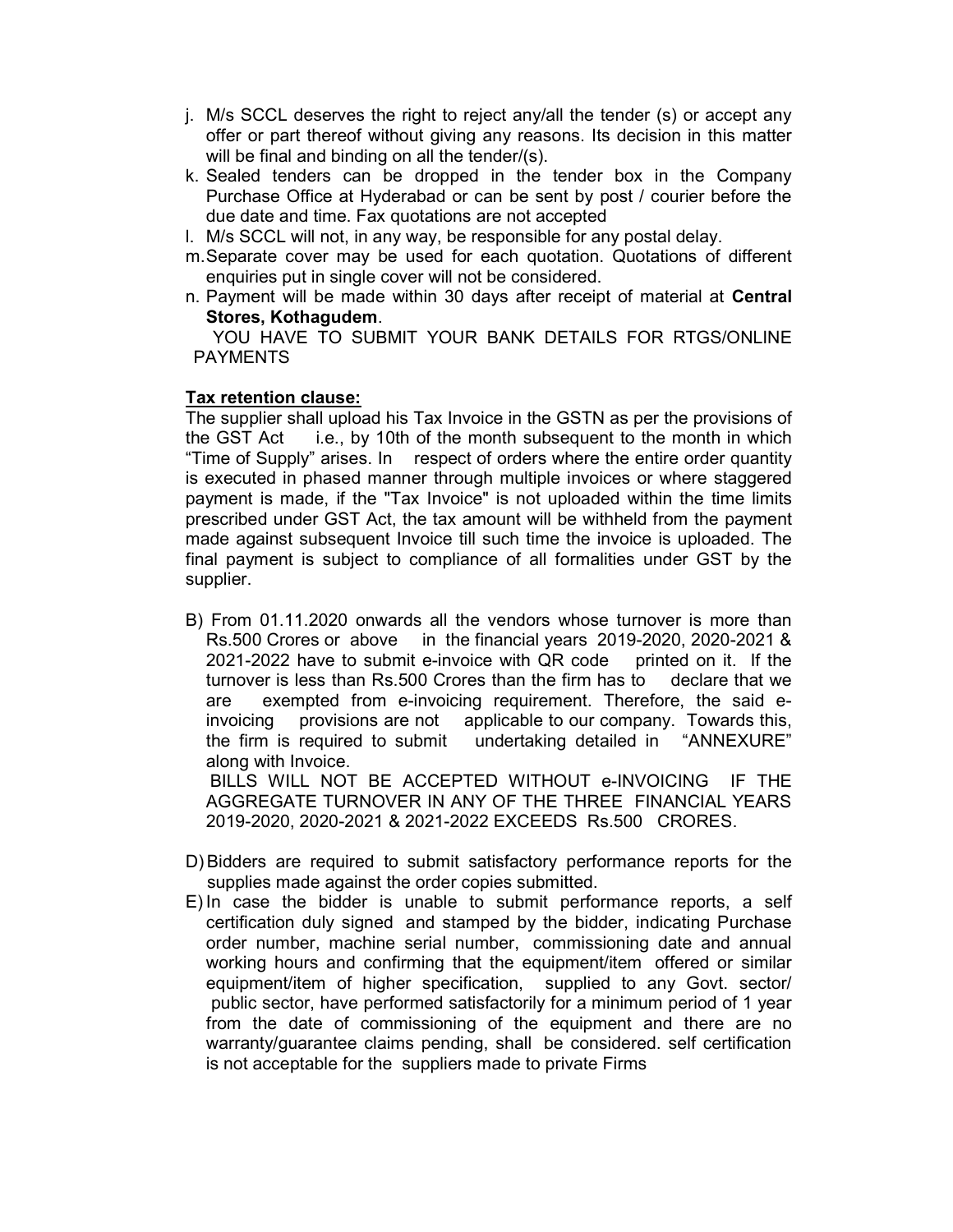j. M/s SCCL deserves the right to reject any/all the tender (s) or accept any offer or part thereof without giving any reasons. Its decision in this matter will be final and binding on all the tender/(s).
k. Sealed tenders can be dropped in the tender box in the Company Purchase Office at Hyderabad or can be sent by post / courier before the due date and time. Fax quotations are not accepted
l. M/s SCCL will not, in any way, be responsible for any postal delay.
m. Separate cover may be used for each quotation. Quotations of different enquiries put in single cover will not be considered.
n. Payment will be made within 30 days after receipt of material at **Central Stores, Kothagudem**.

YOU HAVE TO SUBMIT YOUR BANK DETAILS FOR RTGS/ONLINE PAYMENTS

**Tax retention clause:**

The supplier shall upload his Tax Invoice in the GSTN as per the provisions of the GST Act i.e., by 10th of the month subsequent to the month in which "Time of Supply" arises. In respect of orders where the entire order quantity is executed in phased manner through multiple invoices or where staggered payment is made, if the "Tax Invoice" is not uploaded within the time limits prescribed under GST Act, the tax amount will be withheld from the payment made against subsequent Invoice till such time the invoice is uploaded. The final payment is subject to compliance of all formalities under GST by the supplier.

B) From 01.11.2020 onwards all the vendors whose turnover is more than Rs.500 Crores or above in the financial years 2019-2020, 2020-2021 & 2021-2022 have to submit e-invoice with QR code printed on it. If the turnover is less than Rs.500 Crores than the firm has to declare that we are exempted from e-invoicing requirement. Therefore, the said e-invoicing provisions are not applicable to our company. Towards this, the firm is required to submit undertaking detailed in "ANNEXURE" along with Invoice.

BILLS WILL NOT BE ACCEPTED WITHOUT e-INVOICING IF THE AGGREGATE TURNOVER IN ANY OF THE THREE FINANCIAL YEARS 2019-2020, 2020-2021 & 2021-2022 EXCEEDS Rs.500 CRORES.

D) Bidders are required to submit satisfactory performance reports for the supplies made against the order copies submitted.

E) In case the bidder is unable to submit performance reports, a self certification duly signed and stamped by the bidder, indicating Purchase order number, machine serial number, commissioning date and annual working hours and confirming that the equipment/item offered or similar equipment/item of higher specification, supplied to any Govt. sector/ public sector, have performed satisfactorily for a minimum period of 1 year from the date of commissioning of the equipment and there are no warranty/guarantee claims pending, shall be considered. self certification is not acceptable for the suppliers made to private Firms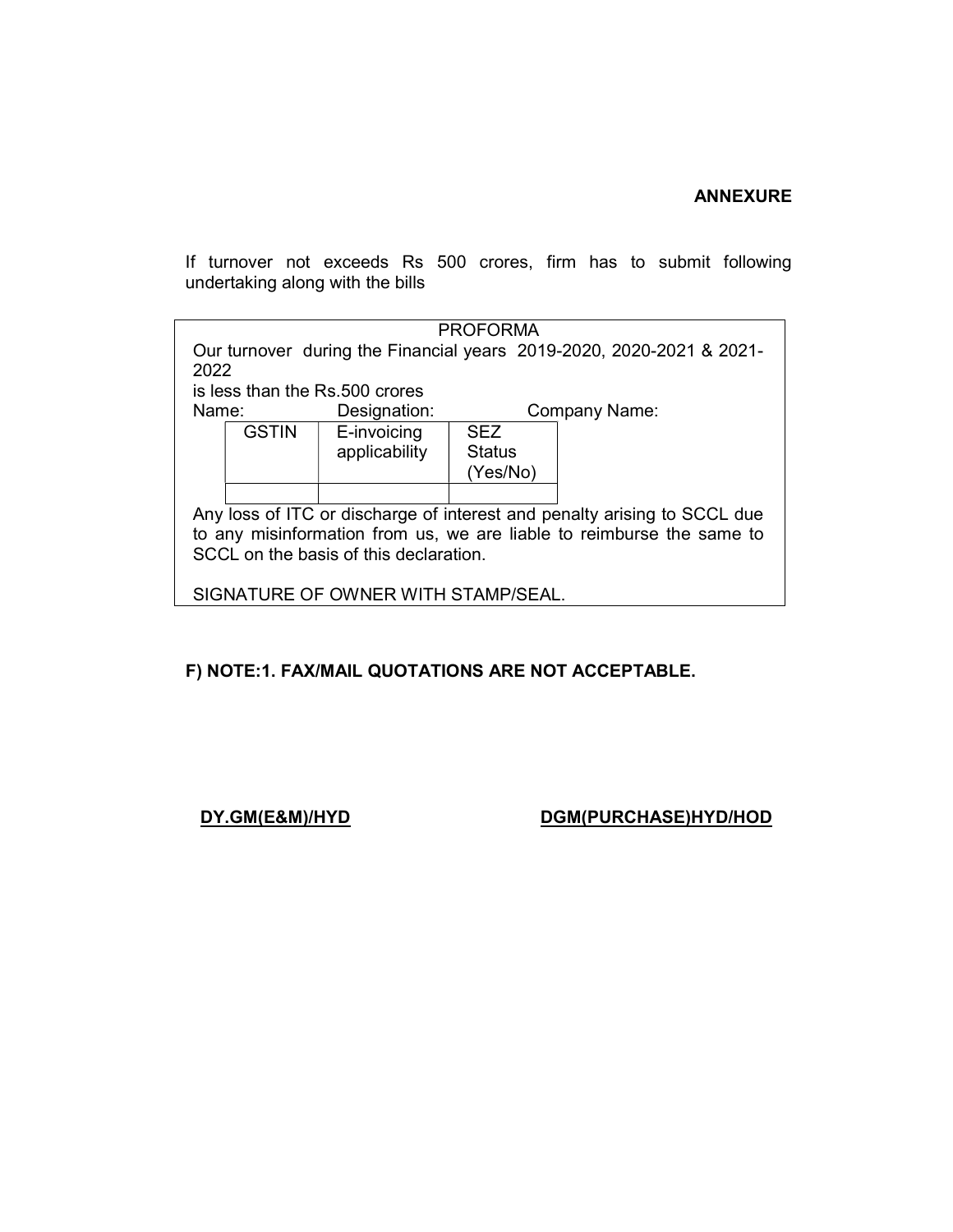**ANNEXURE**

If turnover not exceeds Rs 500 crores, firm has to submit following undertaking along with the bills

PROFORMA

Our turnover during the Financial years 2019-2020, 2020-2021 & 2021-2022
is less than the Rs.500 crores

Name: Designation: Company Name:

| GSTIN | E-invoicing applicability | SEZ Status (Yes/No) |
|---|---|---|
| | | |

Any loss of ITC or discharge of interest and penalty arising to SCCL due to any misinformation from us, we are liable to reimburse the same to SCCL on the basis of this declaration.

SIGNATURE OF OWNER WITH STAMP/SEAL.

**F) NOTE:1. FAX/MAIL QUOTATIONS ARE NOT ACCEPTABLE.**

**DY.GM(E&M)/HYD** **DGM(PURCHASE)HYD/HOD**